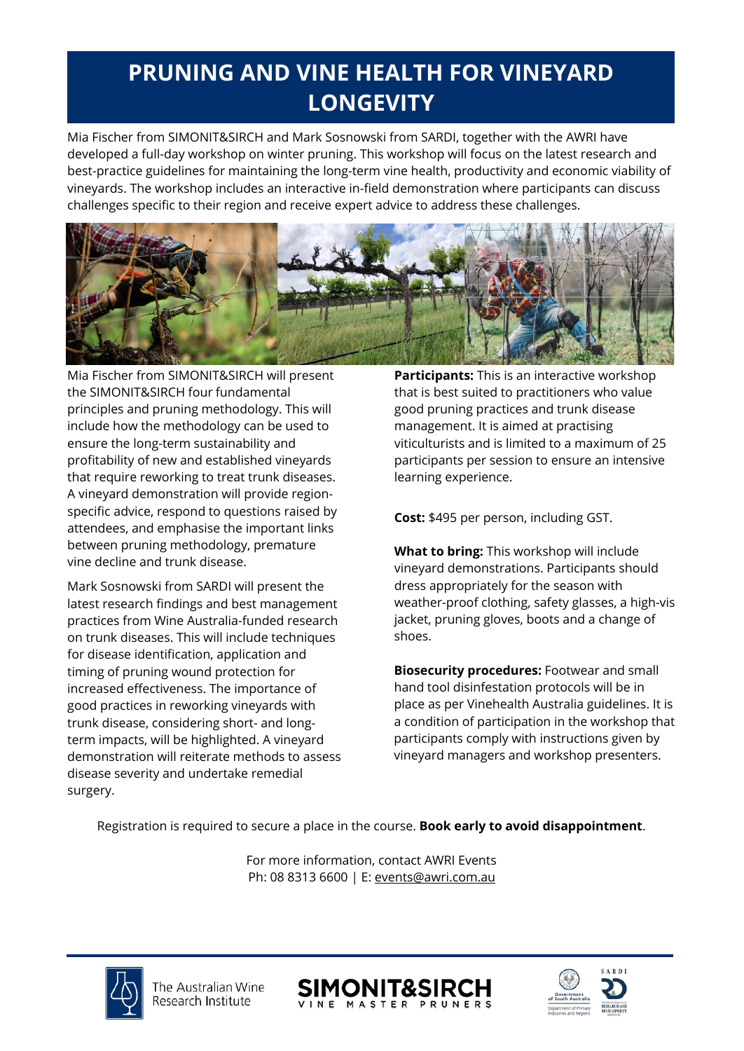# PRUNING AND VINE HEALTH FOR VINEYARD LONGEVITY

Mia Fischer from SIMONIT&SIRCH and Mark Sosnowski from SARDI, together with the AWRI have developed a full-day workshop on winter pruning. This workshop will focus on the latest research and best-practice guidelines for maintaining the long-term vine health, productivity and economic viability of vineyards. The workshop includes an interactive in-field demonstration where participants can discuss challenges specific to their region and receive expert advice to address these challenges.

Mia Fischer from SIMONIT&SIRCH will present the SIMONIT&SIRCH four fundamental principles and pruning methodology. This will include how the methodology can be used to ensure the long-term sustainability and profitability of new and established vineyards that require reworking to treat trunk diseases. A vineyard demonstration will provide region-specific advice, respond to questions raised by attendees, and emphasise the important links between pruning methodology, premature vine decline and trunk disease.

Mark Sosnowski from SARDI will present the latest research findings and best management practices from Wine Australia-funded research on trunk diseases. This will include techniques for disease identification, application and timing of pruning wound protection for increased effectiveness. The importance of good practices in reworking vineyards with trunk disease, considering short- and long-term impacts, will be highlighted. A vineyard demonstration will reiterate methods to assess disease severity and undertake remedial surgery.

**Participants:** This is an interactive workshop that is best suited to practitioners who value good pruning practices and trunk disease management. It is aimed at practising viticulturists and is limited to a maximum of 25 participants per session to ensure an intensive learning experience.

**Cost:** $495 per person, including GST.

**What to bring:** This workshop will include vineyard demonstrations. Participants should dress appropriately for the season with weather-proof clothing, safety glasses, a high-vis jacket, pruning gloves, boots and a change of shoes.

**Biosecurity procedures:** Footwear and small hand tool disinfestation protocols will be in place as per Vinehealth Australia guidelines. It is a condition of participation in the workshop that participants comply with instructions given by vineyard managers and workshop presenters.

Registration is required to secure a place in the course. **Book early to avoid disappointment**.

For more information, contact AWRI Events
Ph: 08 8313 6600 | E: events@awri.com.au

The Australian Wine Research Institute

SIMONIT&SIRCH VINE MASTER PRUNERS

Government of South Australia Department of Primary Industries and Regions | SARDI Research and Development Institute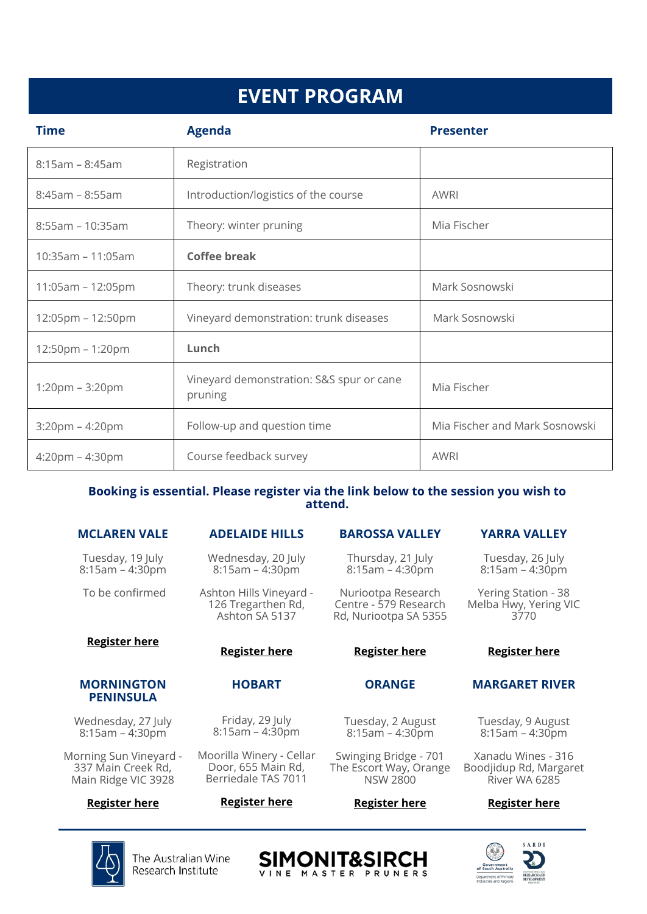# EVENT PROGRAM

| Time | Agenda | Presenter |
|---|---|---|
| 8:15am – 8:45am | Registration | |
| 8:45am – 8:55am | Introduction/logistics of the course | AWRI |
| 8:55am – 10:35am | Theory: winter pruning | Mia Fischer |
| 10:35am – 11:05am | **Coffee break** | |
| 11:05am – 12:05pm | Theory: trunk diseases | Mark Sosnowski |
| 12:05pm – 12:50pm | Vineyard demonstration: trunk diseases | Mark Sosnowski |
| 12:50pm – 1:20pm | **Lunch** | |
| 1:20pm – 3:20pm | Vineyard demonstration: S&S spur or cane pruning | Mia Fischer |
| 3:20pm – 4:20pm | Follow-up and question time | Mia Fischer and Mark Sosnowski |
| 4:20pm – 4:30pm | Course feedback survey | AWRI |

**Booking is essential. Please register via the link below to the session you wish to attend.**

### MCLAREN VALE

Tuesday, 19 July
8:15am – 4:30pm

To be confirmed

**Register here**

### ADELAIDE HILLS

Wednesday, 20 July
8:15am – 4:30pm

Ashton Hills Vineyard - 126 Tregarthen Rd, Ashton SA 5137

**Register here**

### BAROSSA VALLEY

Thursday, 21 July
8:15am – 4:30pm

Nuriootpa Research Centre - 579 Research Rd, Nuriootpa SA 5355

**Register here**

### YARRA VALLEY

Tuesday, 26 July
8:15am – 4:30pm

Yering Station - 38 Melba Hwy, Yering VIC 3770

**Register here**

### MORNINGTON PENINSULA

Wednesday, 27 July
8:15am – 4:30pm

Morning Sun Vineyard - 337 Main Creek Rd, Main Ridge VIC 3928

**Register here**

### HOBART

Friday, 29 July
8:15am – 4:30pm

Moorilla Winery - Cellar Door, 655 Main Rd, Berriedale TAS 7011

**Register here**

### ORANGE

Tuesday, 2 August
8:15am – 4:30pm

Swinging Bridge - 701 The Escort Way, Orange NSW 2800

**Register here**

### MARGARET RIVER

Tuesday, 9 August
8:15am – 4:30pm

Xanadu Wines - 316 Boodjidup Rd, Margaret River WA 6285

**Register here**

The Australian Wine Research Institute

SIMONIT&SIRCH VINE MASTER PRUNERS

Government of South Australia – Department of Primary Industries and Regions – SARDI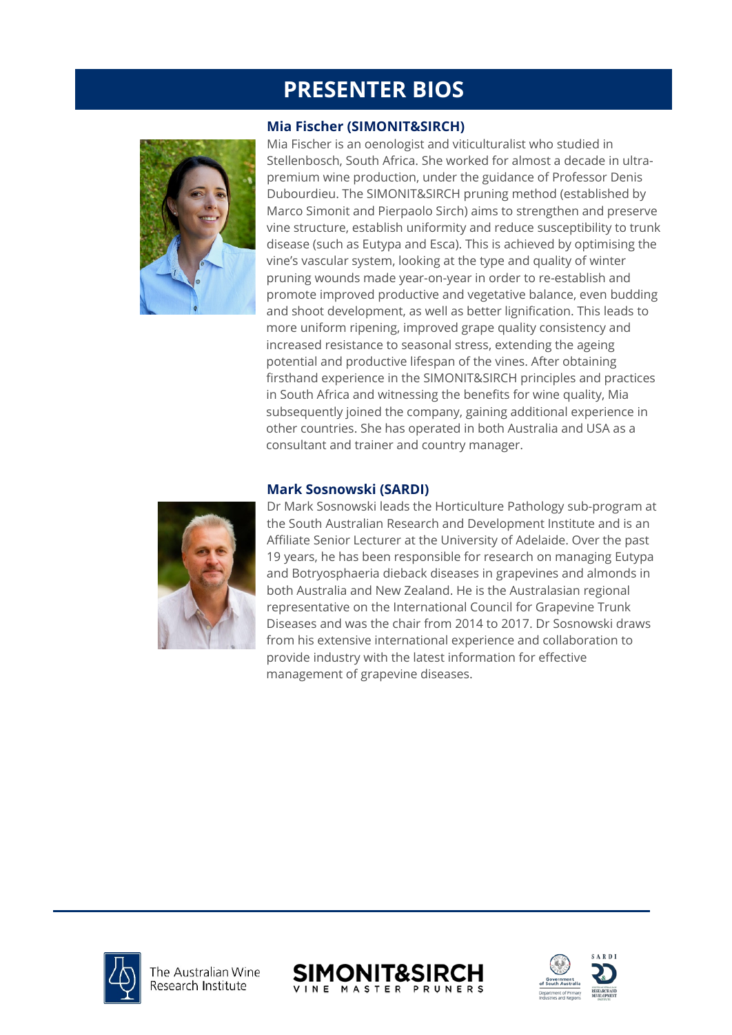# PRESENTER BIOS

### Mia Fischer (SIMONIT&SIRCH)

Mia Fischer is an oenologist and viticulturalist who studied in Stellenbosch, South Africa. She worked for almost a decade in ultra-premium wine production, under the guidance of Professor Denis Dubourdieu. The SIMONIT&SIRCH pruning method (established by Marco Simonit and Pierpaolo Sirch) aims to strengthen and preserve vine structure, establish uniformity and reduce susceptibility to trunk disease (such as Eutypa and Esca). This is achieved by optimising the vine's vascular system, looking at the type and quality of winter pruning wounds made year-on-year in order to re-establish and promote improved productive and vegetative balance, even budding and shoot development, as well as better lignification. This leads to more uniform ripening, improved grape quality consistency and increased resistance to seasonal stress, extending the ageing potential and productive lifespan of the vines. After obtaining firsthand experience in the SIMONIT&SIRCH principles and practices in South Africa and witnessing the benefits for wine quality, Mia subsequently joined the company, gaining additional experience in other countries. She has operated in both Australia and USA as a consultant and trainer and country manager.

### Mark Sosnowski (SARDI)

Dr Mark Sosnowski leads the Horticulture Pathology sub-program at the South Australian Research and Development Institute and is an Affiliate Senior Lecturer at the University of Adelaide. Over the past 19 years, he has been responsible for research on managing Eutypa and Botryosphaeria dieback diseases in grapevines and almonds in both Australia and New Zealand. He is the Australasian regional representative on the International Council for Grapevine Trunk Diseases and was the chair from 2014 to 2017. Dr Sosnowski draws from his extensive international experience and collaboration to provide industry with the latest information for effective management of grapevine diseases.